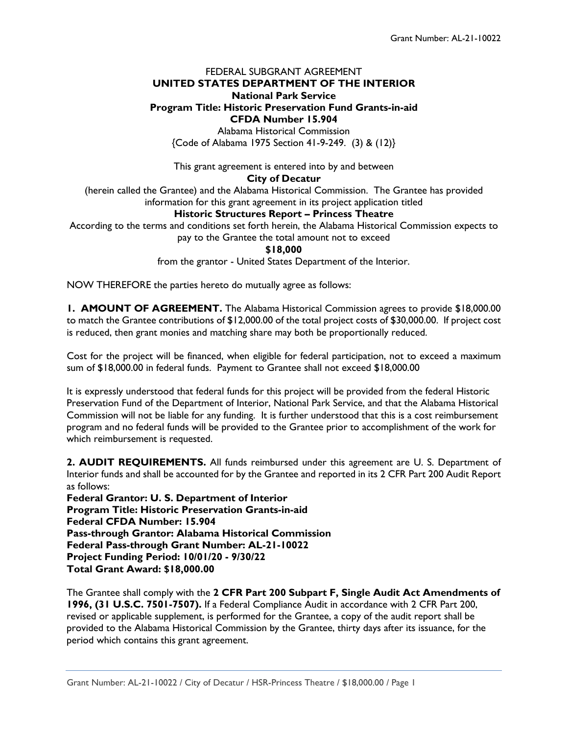FEDERAL SUBGRANT AGREEMENT

**UNITED STATES DEPARTMENT OF THE INTERIOR**

**National Park Service**

**Program Title: Historic Preservation Fund Grants-in-aid**

**CFDA Number 15.904**

Alabama Historical Commission

{Code of Alabama 1975 Section 41-9-249. (3) & (12)}

This grant agreement is entered into by and between

**City of Decatur**

(herein called the Grantee) and the Alabama Historical Commission. The Grantee has provided information for this grant agreement in its project application titled

**Historic Structures Report – Princess Theatre**

According to the terms and conditions set forth herein, the Alabama Historical Commission expects to pay to the Grantee the total amount not to exceed

**$18,000**

from the grantor - United States Department of the Interior.

NOW THEREFORE the parties hereto do mutually agree as follows:

**1. AMOUNT OF AGREEMENT.** The Alabama Historical Commission agrees to provide $18,000.00 to match the Grantee contributions of $12,000.00 of the total project costs of $30,000.00. If project cost is reduced, then grant monies and matching share may both be proportionally reduced.

Cost for the project will be financed, when eligible for federal participation, not to exceed a maximum sum of $18,000.00 in federal funds. Payment to Grantee shall not exceed $18,000.00

It is expressly understood that federal funds for this project will be provided from the federal Historic Preservation Fund of the Department of Interior, National Park Service, and that the Alabama Historical Commission will not be liable for any funding. It is further understood that this is a cost reimbursement program and no federal funds will be provided to the Grantee prior to accomplishment of the work for which reimbursement is requested.

**2. AUDIT REQUIREMENTS.** All funds reimbursed under this agreement are U. S. Department of Interior funds and shall be accounted for by the Grantee and reported in its 2 CFR Part 200 Audit Report as follows:

**Federal Grantor: U. S. Department of Interior**
**Program Title: Historic Preservation Grants-in-aid**
**Federal CFDA Number: 15.904**
**Pass-through Grantor: Alabama Historical Commission**
**Federal Pass-through Grant Number: AL-21-10022**
**Project Funding Period: 10/01/20 - 9/30/22**
**Total Grant Award: $18,000.00**

The Grantee shall comply with the **2 CFR Part 200 Subpart F, Single Audit Act Amendments of 1996, (31 U.S.C. 7501-7507).** If a Federal Compliance Audit in accordance with 2 CFR Part 200, revised or applicable supplement, is performed for the Grantee, a copy of the audit report shall be provided to the Alabama Historical Commission by the Grantee, thirty days after its issuance, for the period which contains this grant agreement.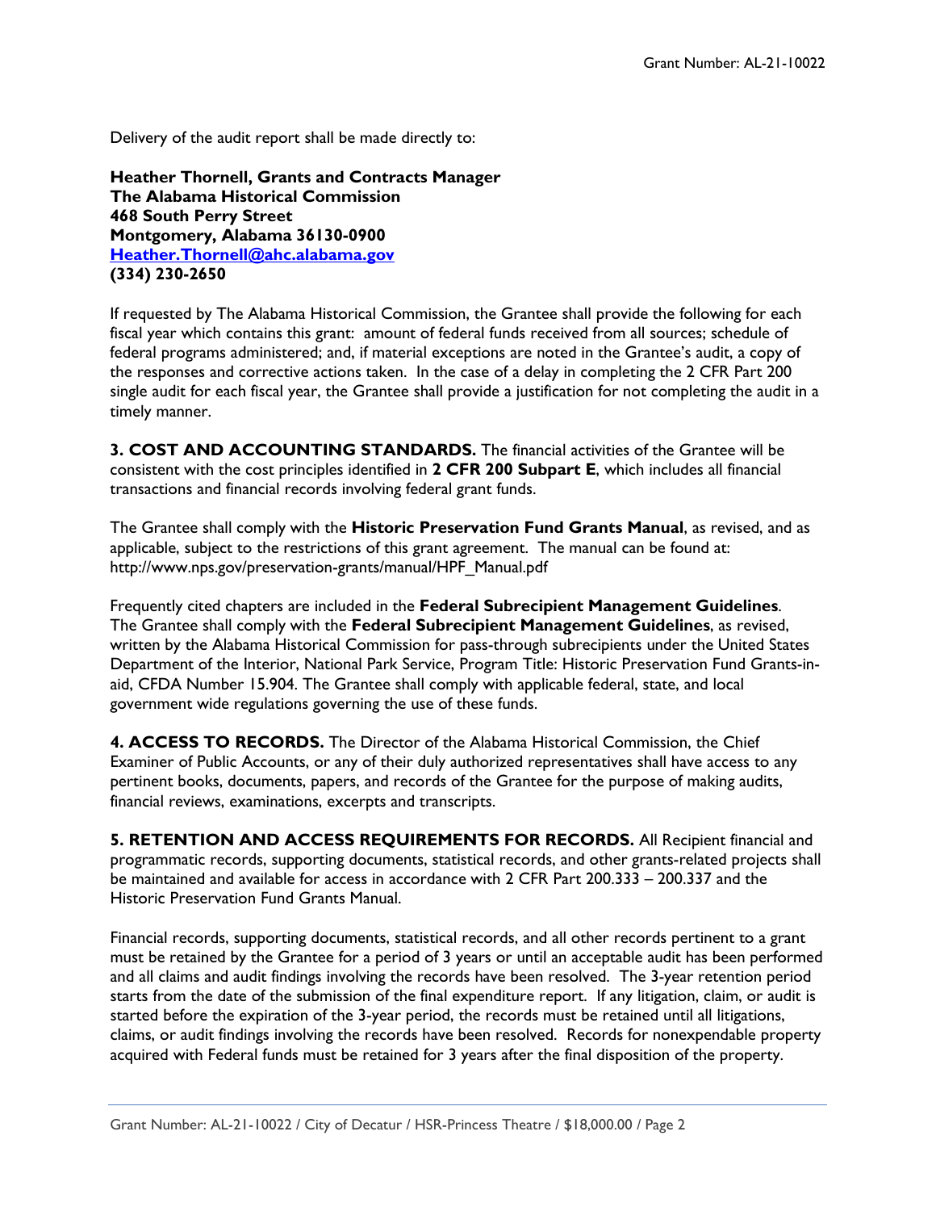Delivery of the audit report shall be made directly to:

**Heather Thornell, Grants and Contracts Manager**
**The Alabama Historical Commission**
**468 South Perry Street**
**Montgomery, Alabama 36130-0900**
**Heather.Thornell@ahc.alabama.gov**
**(334) 230-2650**

If requested by The Alabama Historical Commission, the Grantee shall provide the following for each fiscal year which contains this grant: amount of federal funds received from all sources; schedule of federal programs administered; and, if material exceptions are noted in the Grantee's audit, a copy of the responses and corrective actions taken. In the case of a delay in completing the 2 CFR Part 200 single audit for each fiscal year, the Grantee shall provide a justification for not completing the audit in a timely manner.

**3. COST AND ACCOUNTING STANDARDS.** The financial activities of the Grantee will be consistent with the cost principles identified in **2 CFR 200 Subpart E**, which includes all financial transactions and financial records involving federal grant funds.

The Grantee shall comply with the **Historic Preservation Fund Grants Manual**, as revised, and as applicable, subject to the restrictions of this grant agreement. The manual can be found at: http://www.nps.gov/preservation-grants/manual/HPF_Manual.pdf

Frequently cited chapters are included in the **Federal Subrecipient Management Guidelines**. The Grantee shall comply with the **Federal Subrecipient Management Guidelines**, as revised, written by the Alabama Historical Commission for pass-through subrecipients under the United States Department of the Interior, National Park Service, Program Title: Historic Preservation Fund Grants-in-aid, CFDA Number 15.904. The Grantee shall comply with applicable federal, state, and local government wide regulations governing the use of these funds.

**4. ACCESS TO RECORDS.** The Director of the Alabama Historical Commission, the Chief Examiner of Public Accounts, or any of their duly authorized representatives shall have access to any pertinent books, documents, papers, and records of the Grantee for the purpose of making audits, financial reviews, examinations, excerpts and transcripts.

**5. RETENTION AND ACCESS REQUIREMENTS FOR RECORDS.** All Recipient financial and programmatic records, supporting documents, statistical records, and other grants-related projects shall be maintained and available for access in accordance with 2 CFR Part 200.333 – 200.337 and the Historic Preservation Fund Grants Manual.

Financial records, supporting documents, statistical records, and all other records pertinent to a grant must be retained by the Grantee for a period of 3 years or until an acceptable audit has been performed and all claims and audit findings involving the records have been resolved. The 3-year retention period starts from the date of the submission of the final expenditure report. If any litigation, claim, or audit is started before the expiration of the 3-year period, the records must be retained until all litigations, claims, or audit findings involving the records have been resolved. Records for nonexpendable property acquired with Federal funds must be retained for 3 years after the final disposition of the property.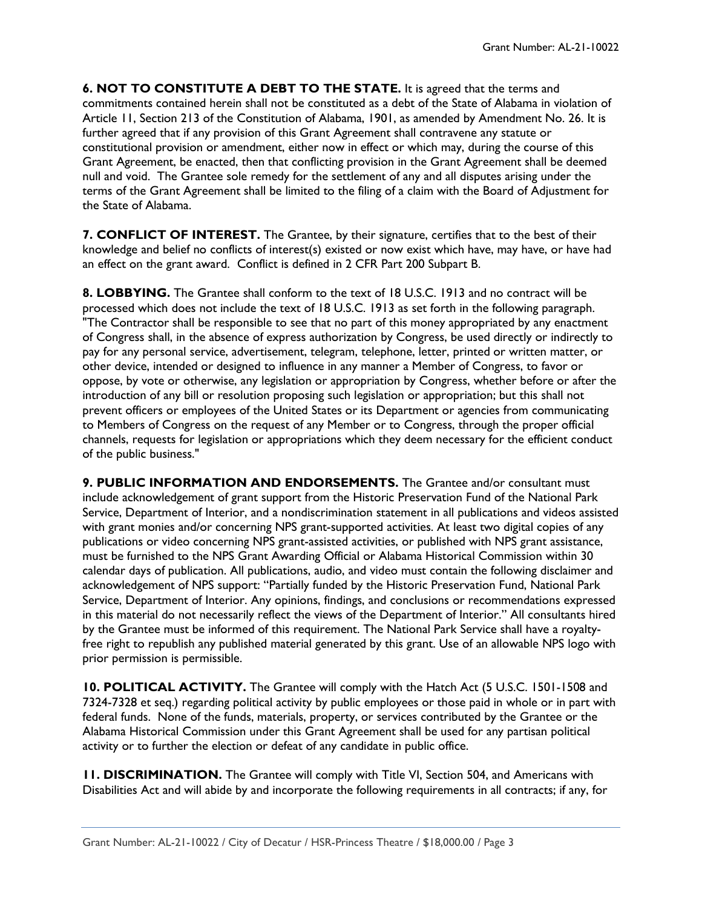**6. NOT TO CONSTITUTE A DEBT TO THE STATE.** It is agreed that the terms and commitments contained herein shall not be constituted as a debt of the State of Alabama in violation of Article 11, Section 213 of the Constitution of Alabama, 1901, as amended by Amendment No. 26. It is further agreed that if any provision of this Grant Agreement shall contravene any statute or constitutional provision or amendment, either now in effect or which may, during the course of this Grant Agreement, be enacted, then that conflicting provision in the Grant Agreement shall be deemed null and void. The Grantee sole remedy for the settlement of any and all disputes arising under the terms of the Grant Agreement shall be limited to the filing of a claim with the Board of Adjustment for the State of Alabama.

**7. CONFLICT OF INTEREST.** The Grantee, by their signature, certifies that to the best of their knowledge and belief no conflicts of interest(s) existed or now exist which have, may have, or have had an effect on the grant award. Conflict is defined in 2 CFR Part 200 Subpart B.

**8. LOBBYING.** The Grantee shall conform to the text of 18 U.S.C. 1913 and no contract will be processed which does not include the text of 18 U.S.C. 1913 as set forth in the following paragraph. "The Contractor shall be responsible to see that no part of this money appropriated by any enactment of Congress shall, in the absence of express authorization by Congress, be used directly or indirectly to pay for any personal service, advertisement, telegram, telephone, letter, printed or written matter, or other device, intended or designed to influence in any manner a Member of Congress, to favor or oppose, by vote or otherwise, any legislation or appropriation by Congress, whether before or after the introduction of any bill or resolution proposing such legislation or appropriation; but this shall not prevent officers or employees of the United States or its Department or agencies from communicating to Members of Congress on the request of any Member or to Congress, through the proper official channels, requests for legislation or appropriations which they deem necessary for the efficient conduct of the public business."

**9. PUBLIC INFORMATION AND ENDORSEMENTS.** The Grantee and/or consultant must include acknowledgement of grant support from the Historic Preservation Fund of the National Park Service, Department of Interior, and a nondiscrimination statement in all publications and videos assisted with grant monies and/or concerning NPS grant-supported activities. At least two digital copies of any publications or video concerning NPS grant-assisted activities, or published with NPS grant assistance, must be furnished to the NPS Grant Awarding Official or Alabama Historical Commission within 30 calendar days of publication. All publications, audio, and video must contain the following disclaimer and acknowledgement of NPS support: "Partially funded by the Historic Preservation Fund, National Park Service, Department of Interior. Any opinions, findings, and conclusions or recommendations expressed in this material do not necessarily reflect the views of the Department of Interior." All consultants hired by the Grantee must be informed of this requirement. The National Park Service shall have a royalty-free right to republish any published material generated by this grant. Use of an allowable NPS logo with prior permission is permissible.

**10. POLITICAL ACTIVITY.** The Grantee will comply with the Hatch Act (5 U.S.C. 1501-1508 and 7324-7328 et seq.) regarding political activity by public employees or those paid in whole or in part with federal funds. None of the funds, materials, property, or services contributed by the Grantee or the Alabama Historical Commission under this Grant Agreement shall be used for any partisan political activity or to further the election or defeat of any candidate in public office.

**11. DISCRIMINATION.** The Grantee will comply with Title VI, Section 504, and Americans with Disabilities Act and will abide by and incorporate the following requirements in all contracts; if any, for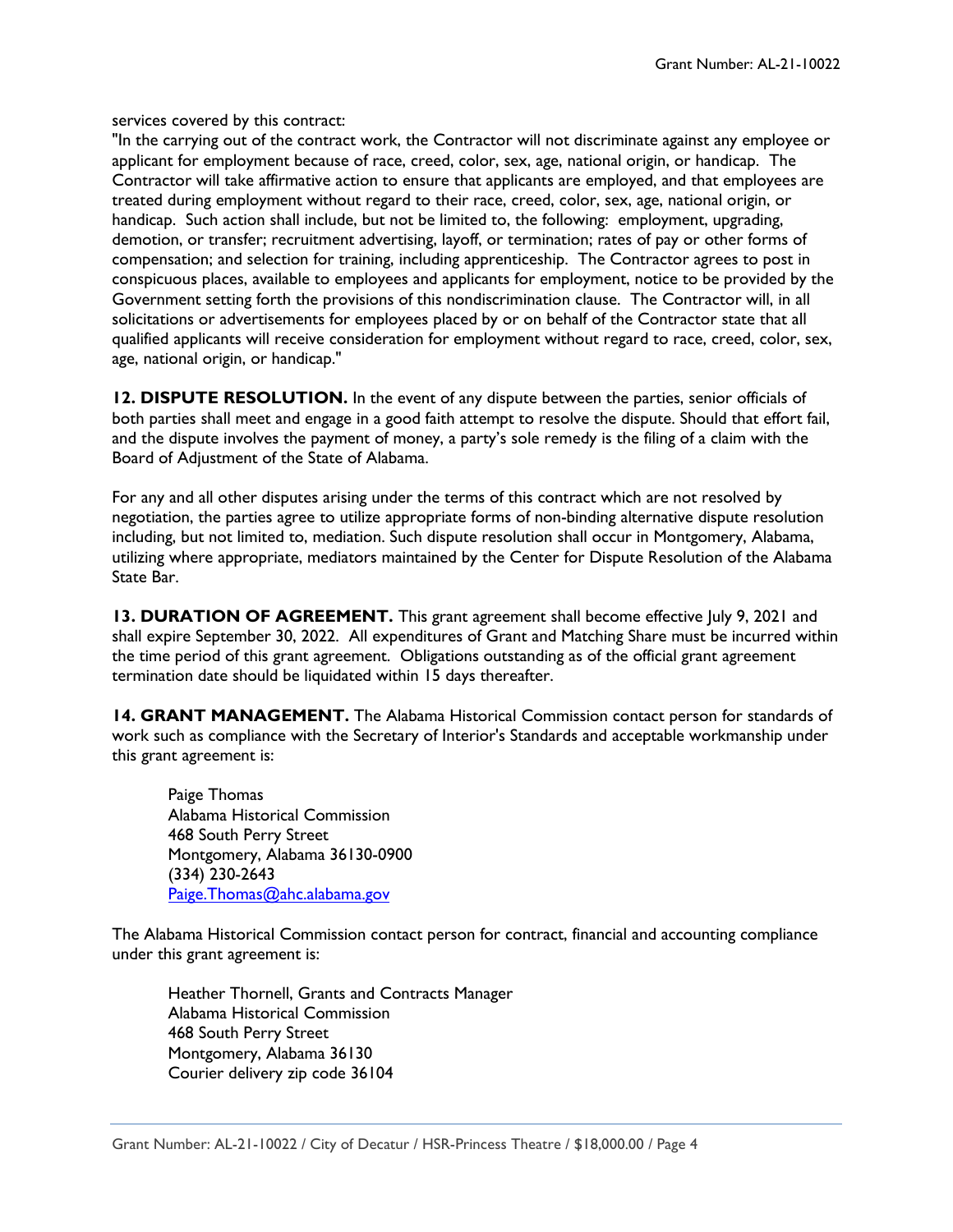services covered by this contract:

"In the carrying out of the contract work, the Contractor will not discriminate against any employee or applicant for employment because of race, creed, color, sex, age, national origin, or handicap. The Contractor will take affirmative action to ensure that applicants are employed, and that employees are treated during employment without regard to their race, creed, color, sex, age, national origin, or handicap. Such action shall include, but not be limited to, the following: employment, upgrading, demotion, or transfer; recruitment advertising, layoff, or termination; rates of pay or other forms of compensation; and selection for training, including apprenticeship. The Contractor agrees to post in conspicuous places, available to employees and applicants for employment, notice to be provided by the Government setting forth the provisions of this nondiscrimination clause. The Contractor will, in all solicitations or advertisements for employees placed by or on behalf of the Contractor state that all qualified applicants will receive consideration for employment without regard to race, creed, color, sex, age, national origin, or handicap."

**12. DISPUTE RESOLUTION.** In the event of any dispute between the parties, senior officials of both parties shall meet and engage in a good faith attempt to resolve the dispute. Should that effort fail, and the dispute involves the payment of money, a party's sole remedy is the filing of a claim with the Board of Adjustment of the State of Alabama.

For any and all other disputes arising under the terms of this contract which are not resolved by negotiation, the parties agree to utilize appropriate forms of non-binding alternative dispute resolution including, but not limited to, mediation. Such dispute resolution shall occur in Montgomery, Alabama, utilizing where appropriate, mediators maintained by the Center for Dispute Resolution of the Alabama State Bar.

**13. DURATION OF AGREEMENT.** This grant agreement shall become effective July 9, 2021 and shall expire September 30, 2022. All expenditures of Grant and Matching Share must be incurred within the time period of this grant agreement. Obligations outstanding as of the official grant agreement termination date should be liquidated within 15 days thereafter.

**14. GRANT MANAGEMENT.** The Alabama Historical Commission contact person for standards of work such as compliance with the Secretary of Interior's Standards and acceptable workmanship under this grant agreement is:

> Paige Thomas
> Alabama Historical Commission
> 468 South Perry Street
> Montgomery, Alabama 36130-0900
> (334) 230-2643
> Paige.Thomas@ahc.alabama.gov

The Alabama Historical Commission contact person for contract, financial and accounting compliance under this grant agreement is:

> Heather Thornell, Grants and Contracts Manager
> Alabama Historical Commission
> 468 South Perry Street
> Montgomery, Alabama 36130
> Courier delivery zip code 36104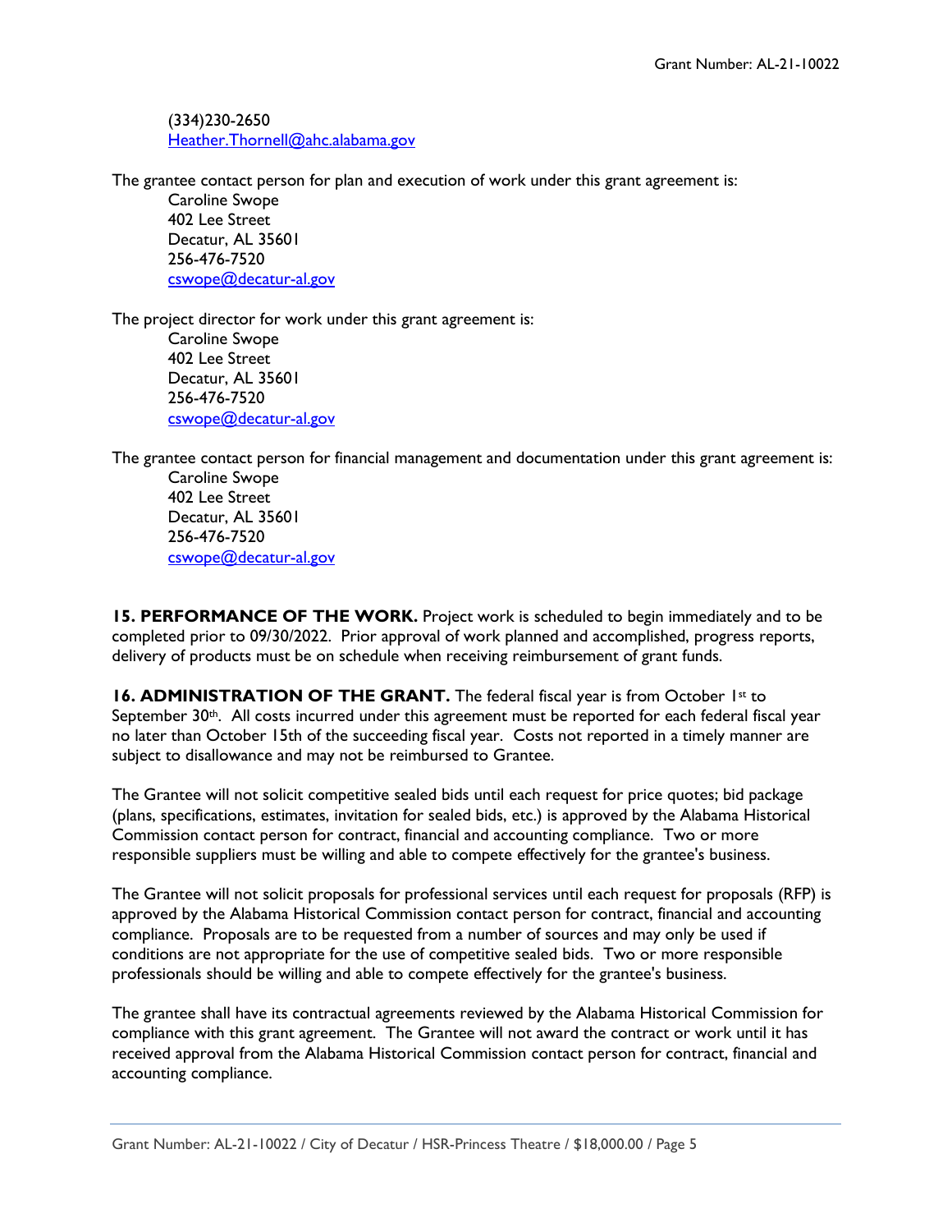(334)230-2650
Heather.Thornell@ahc.alabama.gov

The grantee contact person for plan and execution of work under this grant agreement is:

Caroline Swope
402 Lee Street
Decatur, AL 35601
256-476-7520
cswope@decatur-al.gov

The project director for work under this grant agreement is:

Caroline Swope
402 Lee Street
Decatur, AL 35601
256-476-7520
cswope@decatur-al.gov

The grantee contact person for financial management and documentation under this grant agreement is:

Caroline Swope
402 Lee Street
Decatur, AL 35601
256-476-7520
cswope@decatur-al.gov

**15. PERFORMANCE OF THE WORK.** Project work is scheduled to begin immediately and to be completed prior to 09/30/2022. Prior approval of work planned and accomplished, progress reports, delivery of products must be on schedule when receiving reimbursement of grant funds.

**16. ADMINISTRATION OF THE GRANT.** The federal fiscal year is from October 1st to September 30th. All costs incurred under this agreement must be reported for each federal fiscal year no later than October 15th of the succeeding fiscal year. Costs not reported in a timely manner are subject to disallowance and may not be reimbursed to Grantee.

The Grantee will not solicit competitive sealed bids until each request for price quotes; bid package (plans, specifications, estimates, invitation for sealed bids, etc.) is approved by the Alabama Historical Commission contact person for contract, financial and accounting compliance. Two or more responsible suppliers must be willing and able to compete effectively for the grantee's business.

The Grantee will not solicit proposals for professional services until each request for proposals (RFP) is approved by the Alabama Historical Commission contact person for contract, financial and accounting compliance. Proposals are to be requested from a number of sources and may only be used if conditions are not appropriate for the use of competitive sealed bids. Two or more responsible professionals should be willing and able to compete effectively for the grantee's business.

The grantee shall have its contractual agreements reviewed by the Alabama Historical Commission for compliance with this grant agreement. The Grantee will not award the contract or work until it has received approval from the Alabama Historical Commission contact person for contract, financial and accounting compliance.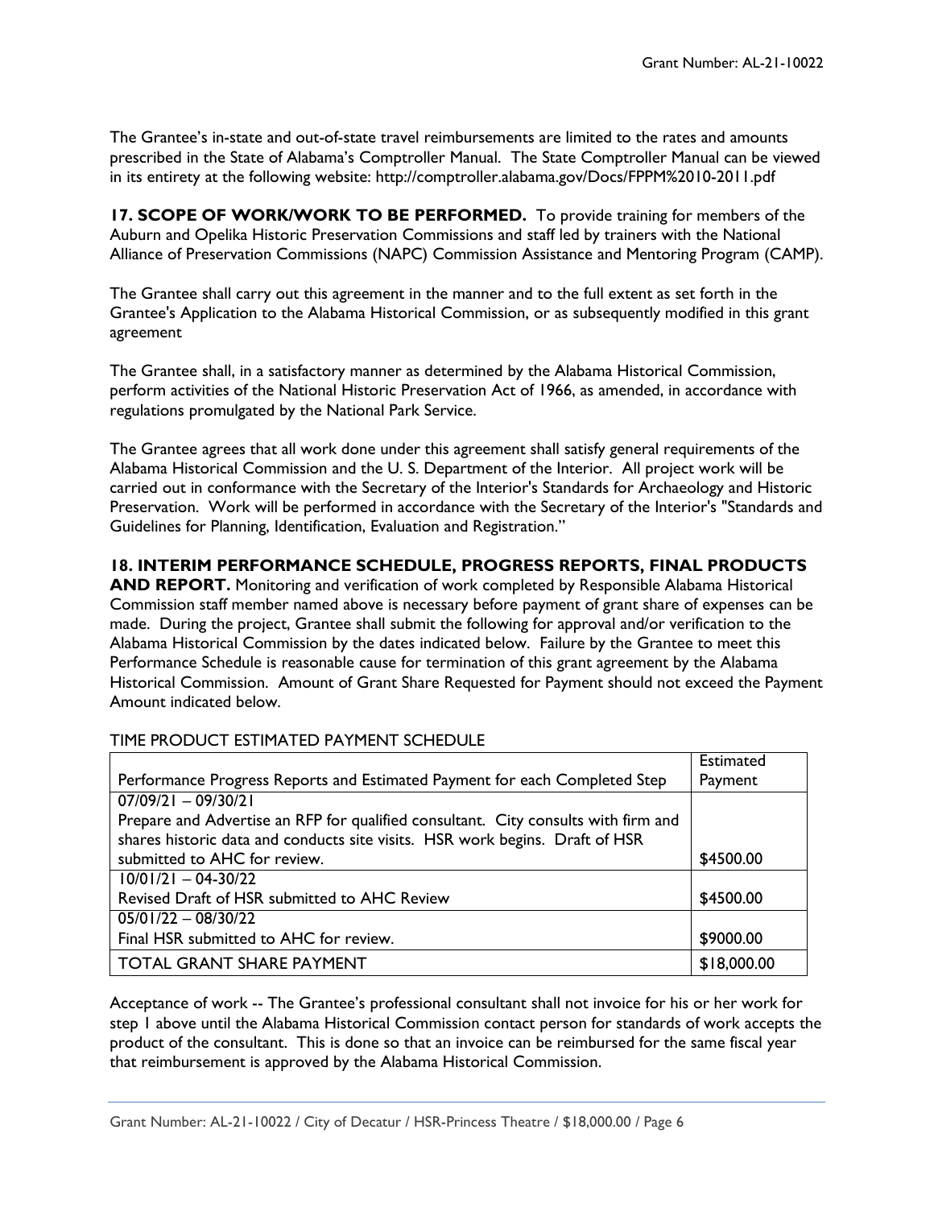The Grantee's in-state and out-of-state travel reimbursements are limited to the rates and amounts prescribed in the State of Alabama's Comptroller Manual. The State Comptroller Manual can be viewed in its entirety at the following website: http://comptroller.alabama.gov/Docs/FPPM%2010-2011.pdf

**17. SCOPE OF WORK/WORK TO BE PERFORMED.** To provide training for members of the Auburn and Opelika Historic Preservation Commissions and staff led by trainers with the National Alliance of Preservation Commissions (NAPC) Commission Assistance and Mentoring Program (CAMP).

The Grantee shall carry out this agreement in the manner and to the full extent as set forth in the Grantee's Application to the Alabama Historical Commission, or as subsequently modified in this grant agreement

The Grantee shall, in a satisfactory manner as determined by the Alabama Historical Commission, perform activities of the National Historic Preservation Act of 1966, as amended, in accordance with regulations promulgated by the National Park Service.

The Grantee agrees that all work done under this agreement shall satisfy general requirements of the Alabama Historical Commission and the U. S. Department of the Interior. All project work will be carried out in conformance with the Secretary of the Interior's Standards for Archaeology and Historic Preservation. Work will be performed in accordance with the Secretary of the Interior's "Standards and Guidelines for Planning, Identification, Evaluation and Registration."

**18. INTERIM PERFORMANCE SCHEDULE, PROGRESS REPORTS, FINAL PRODUCTS AND REPORT.** Monitoring and verification of work completed by Responsible Alabama Historical Commission staff member named above is necessary before payment of grant share of expenses can be made. During the project, Grantee shall submit the following for approval and/or verification to the Alabama Historical Commission by the dates indicated below. Failure by the Grantee to meet this Performance Schedule is reasonable cause for termination of this grant agreement by the Alabama Historical Commission. Amount of Grant Share Requested for Payment should not exceed the Payment Amount indicated below.

TIME PRODUCT ESTIMATED PAYMENT SCHEDULE

| Performance Progress Reports and Estimated Payment for each Completed Step | Estimated Payment |
|---|---|
| 07/09/21 – 09/30/21<br>Prepare and Advertise an RFP for qualified consultant. City consults with firm and shares historic data and conducts site visits. HSR work begins. Draft of HSR submitted to AHC for review. | $4500.00 |
| 10/01/21 – 04-30/22<br>Revised Draft of HSR submitted to AHC Review | $4500.00 |
| 05/01/22 – 08/30/22<br>Final HSR submitted to AHC for review. | $9000.00 |
| TOTAL GRANT SHARE PAYMENT | $18,000.00 |

Acceptance of work -- The Grantee's professional consultant shall not invoice for his or her work for step 1 above until the Alabama Historical Commission contact person for standards of work accepts the product of the consultant. This is done so that an invoice can be reimbursed for the same fiscal year that reimbursement is approved by the Alabama Historical Commission.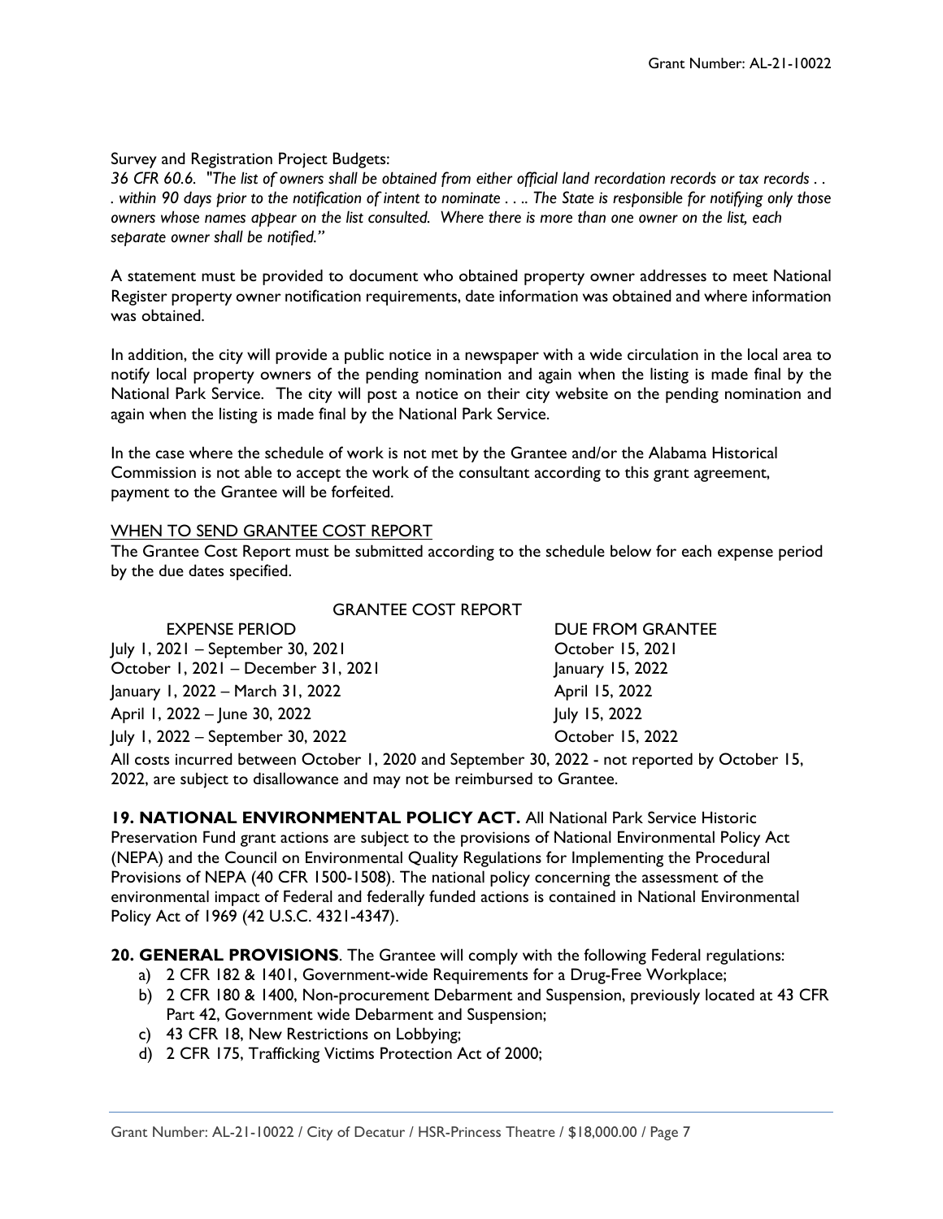Survey and Registration Project Budgets:

*36 CFR 60.6. "The list of owners shall be obtained from either official land recordation records or tax records . . . within 90 days prior to the notification of intent to nominate . . .. The State is responsible for notifying only those owners whose names appear on the list consulted. Where there is more than one owner on the list, each separate owner shall be notified."*

A statement must be provided to document who obtained property owner addresses to meet National Register property owner notification requirements, date information was obtained and where information was obtained.

In addition, the city will provide a public notice in a newspaper with a wide circulation in the local area to notify local property owners of the pending nomination and again when the listing is made final by the National Park Service. The city will post a notice on their city website on the pending nomination and again when the listing is made final by the National Park Service.

In the case where the schedule of work is not met by the Grantee and/or the Alabama Historical Commission is not able to accept the work of the consultant according to this grant agreement, payment to the Grantee will be forfeited.

<u>WHEN TO SEND GRANTEE COST REPORT</u>

The Grantee Cost Report must be submitted according to the schedule below for each expense period by the due dates specified.

GRANTEE COST REPORT

| EXPENSE PERIOD | DUE FROM GRANTEE |
|---|---|
| July 1, 2021 – September 30, 2021 | October 15, 2021 |
| October 1, 2021 – December 31, 2021 | January 15, 2022 |
| January 1, 2022 – March 31, 2022 | April 15, 2022 |
| April 1, 2022 – June 30, 2022 | July 15, 2022 |
| July 1, 2022 – September 30, 2022 | October 15, 2022 |

All costs incurred between October 1, 2020 and September 30, 2022 - not reported by October 15, 2022, are subject to disallowance and may not be reimbursed to Grantee.

**19. NATIONAL ENVIRONMENTAL POLICY ACT.** All National Park Service Historic Preservation Fund grant actions are subject to the provisions of National Environmental Policy Act (NEPA) and the Council on Environmental Quality Regulations for Implementing the Procedural Provisions of NEPA (40 CFR 1500-1508). The national policy concerning the assessment of the environmental impact of Federal and federally funded actions is contained in National Environmental Policy Act of 1969 (42 U.S.C. 4321-4347).

**20. GENERAL PROVISIONS**. The Grantee will comply with the following Federal regulations:

a) 2 CFR 182 & 1401, Government-wide Requirements for a Drug-Free Workplace;
b) 2 CFR 180 & 1400, Non-procurement Debarment and Suspension, previously located at 43 CFR Part 42, Government wide Debarment and Suspension;
c) 43 CFR 18, New Restrictions on Lobbying;
d) 2 CFR 175, Trafficking Victims Protection Act of 2000;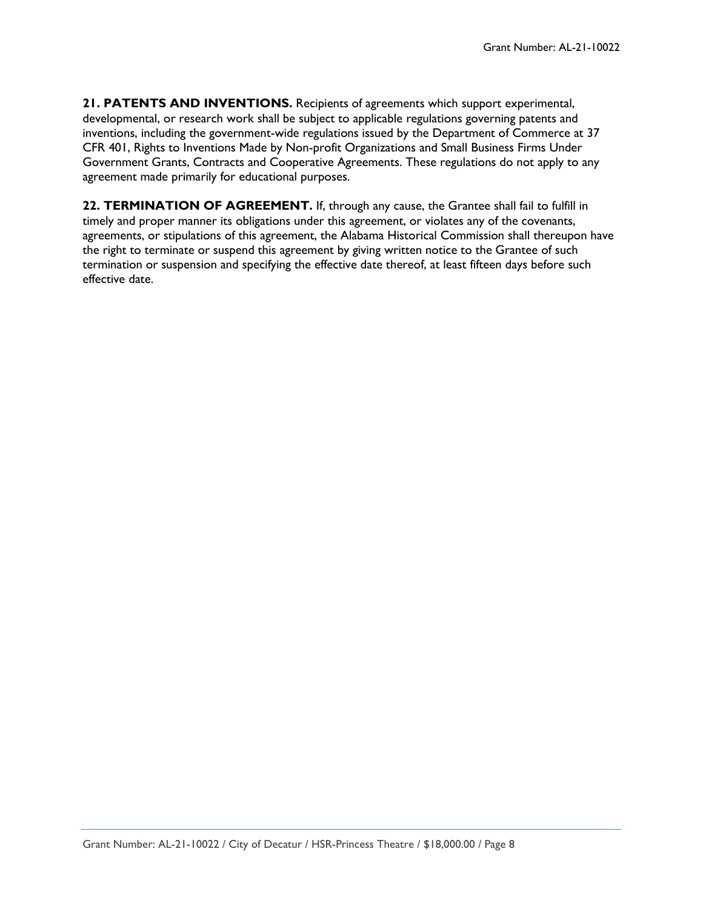**21. PATENTS AND INVENTIONS.** Recipients of agreements which support experimental, developmental, or research work shall be subject to applicable regulations governing patents and inventions, including the government-wide regulations issued by the Department of Commerce at 37 CFR 401, Rights to Inventions Made by Non-profit Organizations and Small Business Firms Under Government Grants, Contracts and Cooperative Agreements. These regulations do not apply to any agreement made primarily for educational purposes.

**22. TERMINATION OF AGREEMENT.** If, through any cause, the Grantee shall fail to fulfill in timely and proper manner its obligations under this agreement, or violates any of the covenants, agreements, or stipulations of this agreement, the Alabama Historical Commission shall thereupon have the right to terminate or suspend this agreement by giving written notice to the Grantee of such termination or suspension and specifying the effective date thereof, at least fifteen days before such effective date.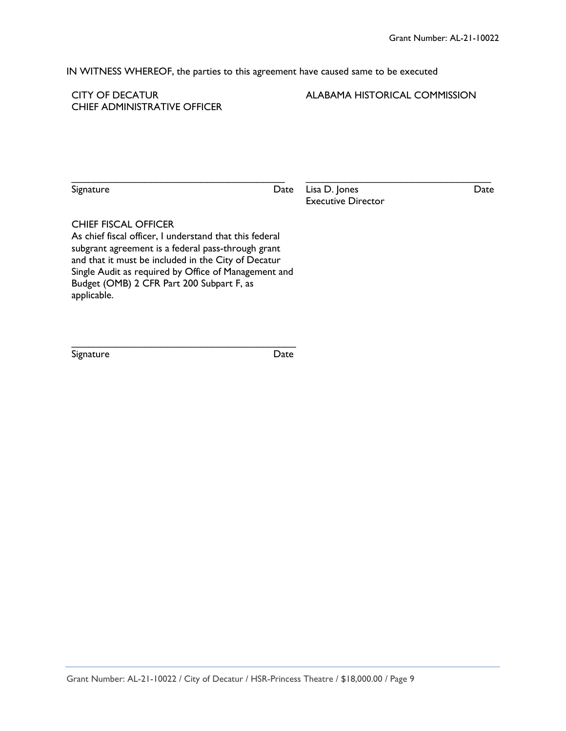IN WITNESS WHEREOF, the parties to this agreement have caused same to be executed

| | |
|---|---|
| CITY OF DECATUR<br>CHIEF ADMINISTRATIVE OFFICER | ALABAMA HISTORICAL COMMISSION |
| ________________________________________<br>Signature                                        Date | ___________________________________<br>Lisa D. Jones                                Date<br>Executive Director |

CHIEF FISCAL OFFICER

As chief fiscal officer, I understand that this federal subgrant agreement is a federal pass-through grant and that it must be included in the City of Decatur Single Audit as required by Office of Management and Budget (OMB) 2 CFR Part 200 Subpart F, as applicable.

__________________________________________

Signature                                        Date